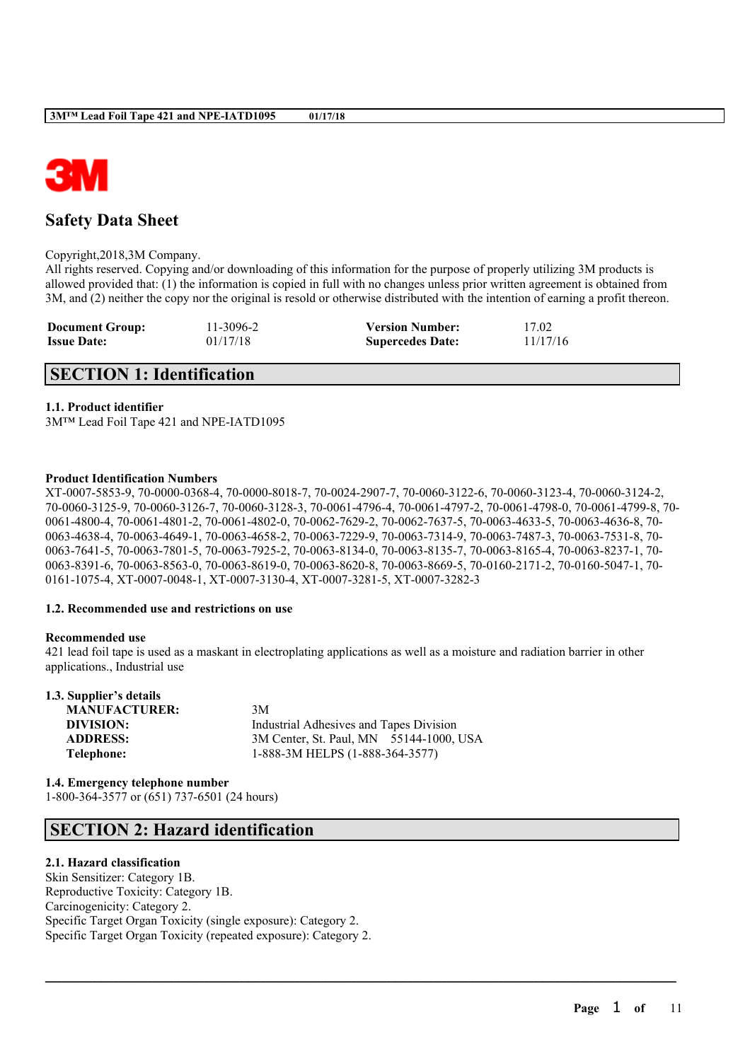# Safety Data Sheet

Copyright,2018,3M Company.
All rights reserved. Copying and/or downloading of this information for the purpose of properly utilizing 3M products is allowed provided that: (1) the information is copied in full with no changes unless prior written agreement is obtained from 3M, and (2) neither the copy nor the original is resold or otherwise distributed with the intention of earning a profit thereon.

| **Document Group:** | 11-3096-2 | **Version Number:** | 17.02 |
|---|---|---|---|
| **Issue Date:** | 01/17/18 | **Supercedes Date:** | 11/17/16 |

## SECTION 1: Identification

### 1.1. Product identifier

3M™ Lead Foil Tape 421 and NPE-IATD1095

### Product Identification Numbers

XT-0007-5853-9, 70-0000-0368-4, 70-0000-8018-7, 70-0024-2907-7, 70-0060-3122-6, 70-0060-3123-4, 70-0060-3124-2, 70-0060-3125-9, 70-0060-3126-7, 70-0060-3128-3, 70-0061-4796-4, 70-0061-4797-2, 70-0061-4798-0, 70-0061-4799-8, 70-0061-4800-4, 70-0061-4801-2, 70-0061-4802-0, 70-0062-7629-2, 70-0062-7637-5, 70-0063-4633-5, 70-0063-4636-8, 70-0063-4638-4, 70-0063-4649-1, 70-0063-4658-2, 70-0063-7229-9, 70-0063-7314-9, 70-0063-7487-3, 70-0063-7531-8, 70-0063-7641-5, 70-0063-7801-5, 70-0063-7925-2, 70-0063-8134-0, 70-0063-8135-7, 70-0063-8165-4, 70-0063-8237-1, 70-0063-8391-6, 70-0063-8563-0, 70-0063-8619-0, 70-0063-8620-8, 70-0063-8669-5, 70-0160-2171-2, 70-0160-5047-1, 70-0161-1075-4, XT-0007-0048-1, XT-0007-3130-4, XT-0007-3281-5, XT-0007-3282-3

### 1.2. Recommended use and restrictions on use

**Recommended use**

421 lead foil tape is used as a maskant in electroplating applications as well as a moisture and radiation barrier in other applications., Industrial use

### 1.3. Supplier's details

| | |
|---|---|
| **MANUFACTURER:** | 3M |
| **DIVISION:** | Industrial Adhesives and Tapes Division |
| **ADDRESS:** | 3M Center, St. Paul, MN 55144-1000, USA |
| **Telephone:** | 1-888-3M HELPS (1-888-364-3577) |

### 1.4. Emergency telephone number

1-800-364-3577 or (651) 737-6501 (24 hours)

## SECTION 2: Hazard identification

### 2.1. Hazard classification

Skin Sensitizer: Category 1B.
Reproductive Toxicity: Category 1B.
Carcinogenicity: Category 2.
Specific Target Organ Toxicity (single exposure): Category 2.
Specific Target Organ Toxicity (repeated exposure): Category 2.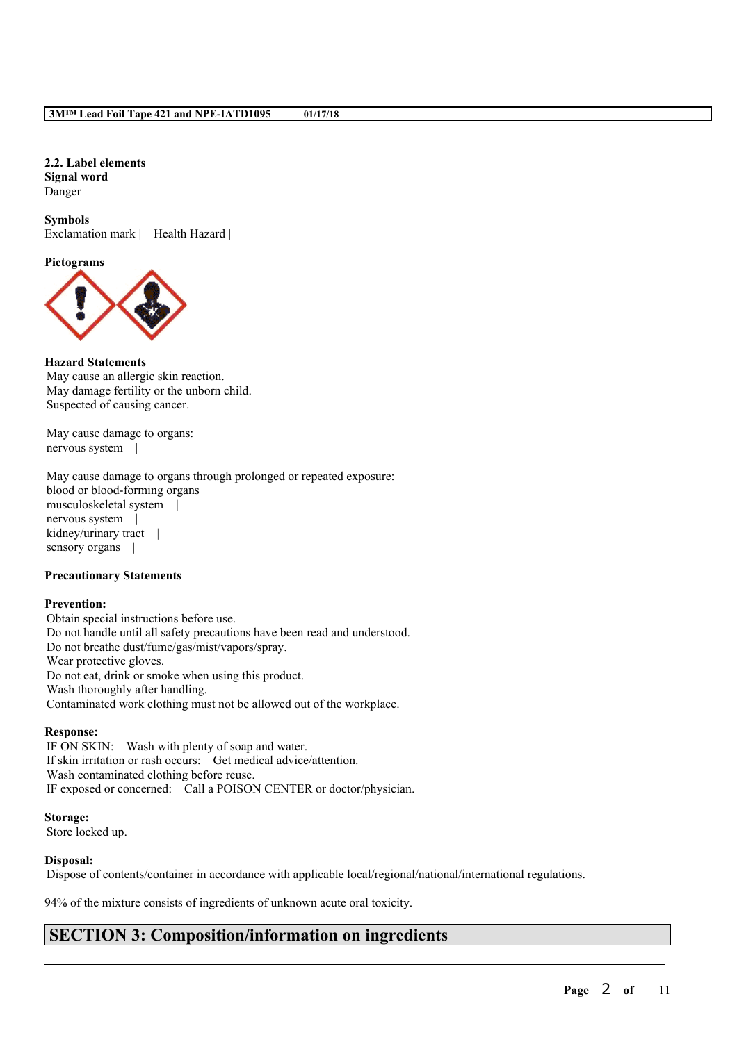### 2.2. Label elements

**Signal word**
Danger

**Symbols**
Exclamation mark | Health Hazard |

**Pictograms**

**Hazard Statements**
May cause an allergic skin reaction.
May damage fertility or the unborn child.
Suspected of causing cancer.

May cause damage to organs:
nervous system |

May cause damage to organs through prolonged or repeated exposure:
blood or blood-forming organs |
musculoskeletal system |
nervous system |
kidney/urinary tract |
sensory organs |

**Precautionary Statements**

**Prevention:**
Obtain special instructions before use.
Do not handle until all safety precautions have been read and understood.
Do not breathe dust/fume/gas/mist/vapors/spray.
Wear protective gloves.
Do not eat, drink or smoke when using this product.
Wash thoroughly after handling.
Contaminated work clothing must not be allowed out of the workplace.

**Response:**
IF ON SKIN: Wash with plenty of soap and water.
If skin irritation or rash occurs: Get medical advice/attention.
Wash contaminated clothing before reuse.
IF exposed or concerned: Call a POISON CENTER or doctor/physician.

**Storage:**
Store locked up.

**Disposal:**
Dispose of contents/container in accordance with applicable local/regional/national/international regulations.

94% of the mixture consists of ingredients of unknown acute oral toxicity.

## SECTION 3: Composition/information on ingredients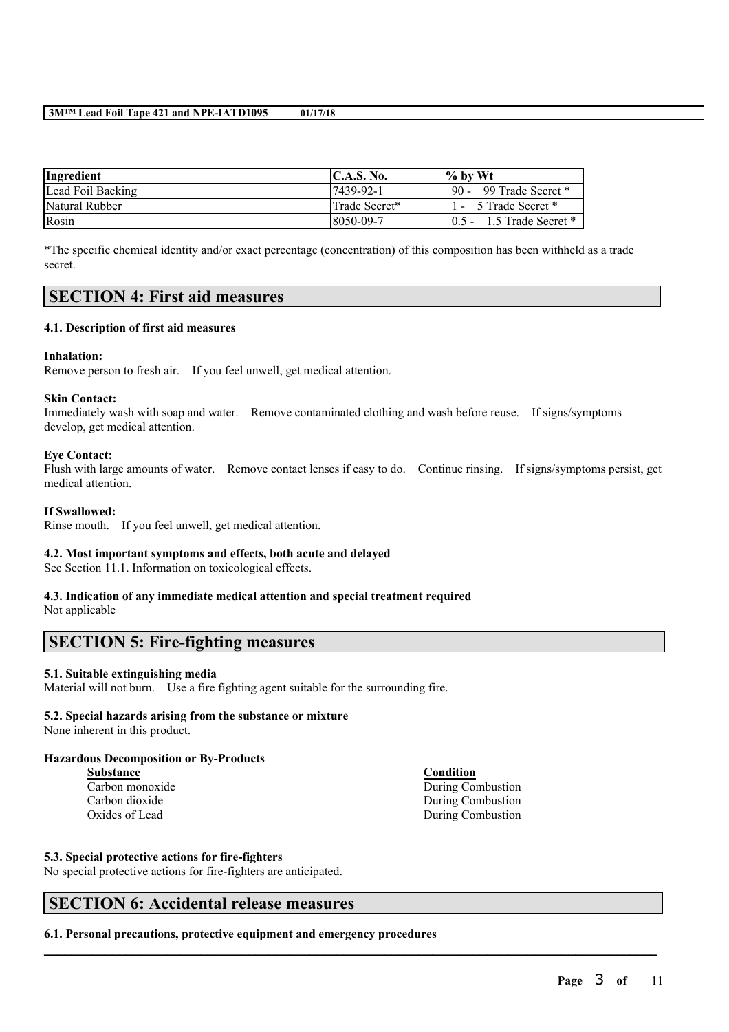| Ingredient | C.A.S. No. | % by Wt |
| --- | --- | --- |
| Lead Foil Backing | 7439-92-1 | 90 - 99 Trade Secret * |
| Natural Rubber | Trade Secret* | 1 - 5 Trade Secret * |
| Rosin | 8050-09-7 | 0.5 - 1.5 Trade Secret * |

*The specific chemical identity and/or exact percentage (concentration) of this composition has been withheld as a trade secret.

## SECTION 4: First aid measures

### 4.1. Description of first aid measures

**Inhalation:**
Remove person to fresh air. If you feel unwell, get medical attention.

**Skin Contact:**
Immediately wash with soap and water. Remove contaminated clothing and wash before reuse. If signs/symptoms develop, get medical attention.

**Eye Contact:**
Flush with large amounts of water. Remove contact lenses if easy to do. Continue rinsing. If signs/symptoms persist, get medical attention.

**If Swallowed:**
Rinse mouth. If you feel unwell, get medical attention.

### 4.2. Most important symptoms and effects, both acute and delayed

See Section 11.1. Information on toxicological effects.

### 4.3. Indication of any immediate medical attention and special treatment required

Not applicable

## SECTION 5: Fire-fighting measures

### 5.1. Suitable extinguishing media

Material will not burn. Use a fire fighting agent suitable for the surrounding fire.

### 5.2. Special hazards arising from the substance or mixture

None inherent in this product.

**Hazardous Decomposition or By-Products**

| Substance | Condition |
| --- | --- |
| Carbon monoxide | During Combustion |
| Carbon dioxide | During Combustion |
| Oxides of Lead | During Combustion |

### 5.3. Special protective actions for fire-fighters

No special protective actions for fire-fighters are anticipated.

## SECTION 6: Accidental release measures

### 6.1. Personal precautions, protective equipment and emergency procedures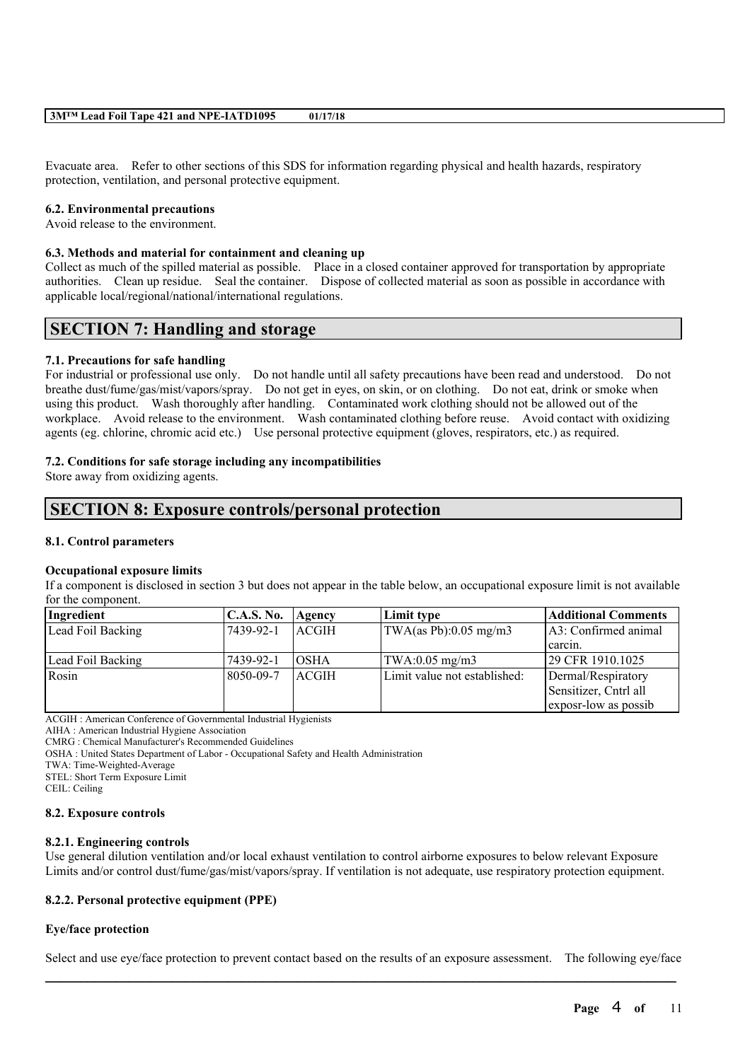Evacuate area. Refer to other sections of this SDS for information regarding physical and health hazards, respiratory protection, ventilation, and personal protective equipment.

**6.2. Environmental precautions**

Avoid release to the environment.

**6.3. Methods and material for containment and cleaning up**

Collect as much of the spilled material as possible. Place in a closed container approved for transportation by appropriate authorities. Clean up residue. Seal the container. Dispose of collected material as soon as possible in accordance with applicable local/regional/national/international regulations.

## SECTION 7: Handling and storage

**7.1. Precautions for safe handling**

For industrial or professional use only. Do not handle until all safety precautions have been read and understood. Do not breathe dust/fume/gas/mist/vapors/spray. Do not get in eyes, on skin, or on clothing. Do not eat, drink or smoke when using this product. Wash thoroughly after handling. Contaminated work clothing should not be allowed out of the workplace. Avoid release to the environment. Wash contaminated clothing before reuse. Avoid contact with oxidizing agents (eg. chlorine, chromic acid etc.) Use personal protective equipment (gloves, respirators, etc.) as required.

**7.2. Conditions for safe storage including any incompatibilities**

Store away from oxidizing agents.

## SECTION 8: Exposure controls/personal protection

**8.1. Control parameters**

**Occupational exposure limits**

If a component is disclosed in section 3 but does not appear in the table below, an occupational exposure limit is not available for the component.

| Ingredient | C.A.S. No. | Agency | Limit type | Additional Comments |
|---|---|---|---|---|
| Lead Foil Backing | 7439-92-1 | ACGIH | TWA(as Pb):0.05 mg/m3 | A3: Confirmed animal carcin. |
| Lead Foil Backing | 7439-92-1 | OSHA | TWA:0.05 mg/m3 | 29 CFR 1910.1025 |
| Rosin | 8050-09-7 | ACGIH | Limit value not established: | Dermal/Respiratory Sensitizer, Cntrl all exposr-low as possib |

ACGIH : American Conference of Governmental Industrial Hygienists
AIHA : American Industrial Hygiene Association
CMRG : Chemical Manufacturer's Recommended Guidelines
OSHA : United States Department of Labor - Occupational Safety and Health Administration
TWA: Time-Weighted-Average
STEL: Short Term Exposure Limit
CEIL: Ceiling

**8.2. Exposure controls**

**8.2.1. Engineering controls**

Use general dilution ventilation and/or local exhaust ventilation to control airborne exposures to below relevant Exposure Limits and/or control dust/fume/gas/mist/vapors/spray. If ventilation is not adequate, use respiratory protection equipment.

**8.2.2. Personal protective equipment (PPE)**

**Eye/face protection**

Select and use eye/face protection to prevent contact based on the results of an exposure assessment. The following eye/face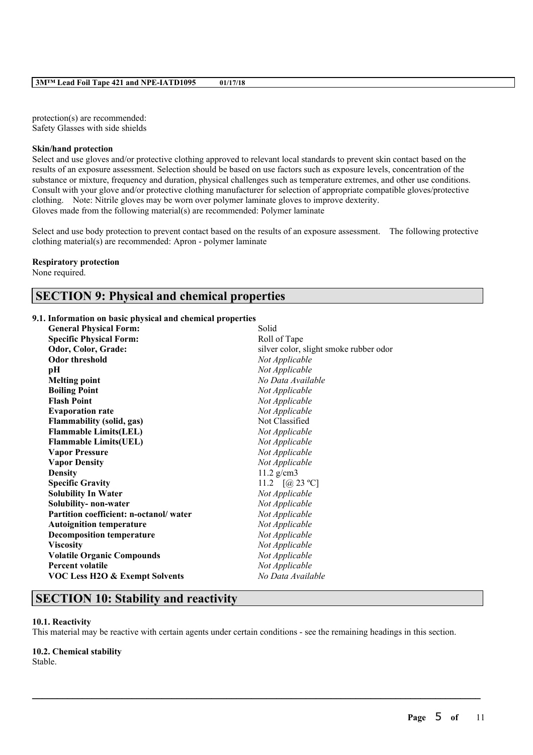protection(s) are recommended:
Safety Glasses with side shields

**Skin/hand protection**

Select and use gloves and/or protective clothing approved to relevant local standards to prevent skin contact based on the results of an exposure assessment. Selection should be based on use factors such as exposure levels, concentration of the substance or mixture, frequency and duration, physical challenges such as temperature extremes, and other use conditions. Consult with your glove and/or protective clothing manufacturer for selection of appropriate compatible gloves/protective clothing. Note: Nitrile gloves may be worn over polymer laminate gloves to improve dexterity.
Gloves made from the following material(s) are recommended: Polymer laminate

Select and use body protection to prevent contact based on the results of an exposure assessment. The following protective clothing material(s) are recommended: Apron - polymer laminate

**Respiratory protection**

None required.

## SECTION 9: Physical and chemical properties

**9.1. Information on basic physical and chemical properties**

| | |
|---|---|
| **General Physical Form:** | Solid |
| **Specific Physical Form:** | Roll of Tape |
| **Odor, Color, Grade:** | silver color, slight smoke rubber odor |
| **Odor threshold** | *Not Applicable* |
| **pH** | *Not Applicable* |
| **Melting point** | *No Data Available* |
| **Boiling Point** | *Not Applicable* |
| **Flash Point** | *Not Applicable* |
| **Evaporation rate** | *Not Applicable* |
| **Flammability (solid, gas)** | Not Classified |
| **Flammable Limits(LEL)** | *Not Applicable* |
| **Flammable Limits(UEL)** | *Not Applicable* |
| **Vapor Pressure** | *Not Applicable* |
| **Vapor Density** | *Not Applicable* |
| **Density** | 11.2 g/cm3 |
| **Specific Gravity** | 11.2 [@ 23 ºC] |
| **Solubility In Water** | *Not Applicable* |
| **Solubility- non-water** | *Not Applicable* |
| **Partition coefficient: n-octanol/ water** | *Not Applicable* |
| **Autoignition temperature** | *Not Applicable* |
| **Decomposition temperature** | *Not Applicable* |
| **Viscosity** | *Not Applicable* |
| **Volatile Organic Compounds** | *Not Applicable* |
| **Percent volatile** | *Not Applicable* |
| **VOC Less H2O & Exempt Solvents** | *No Data Available* |

## SECTION 10: Stability and reactivity

**10.1. Reactivity**

This material may be reactive with certain agents under certain conditions - see the remaining headings in this section.

**10.2. Chemical stability**

Stable.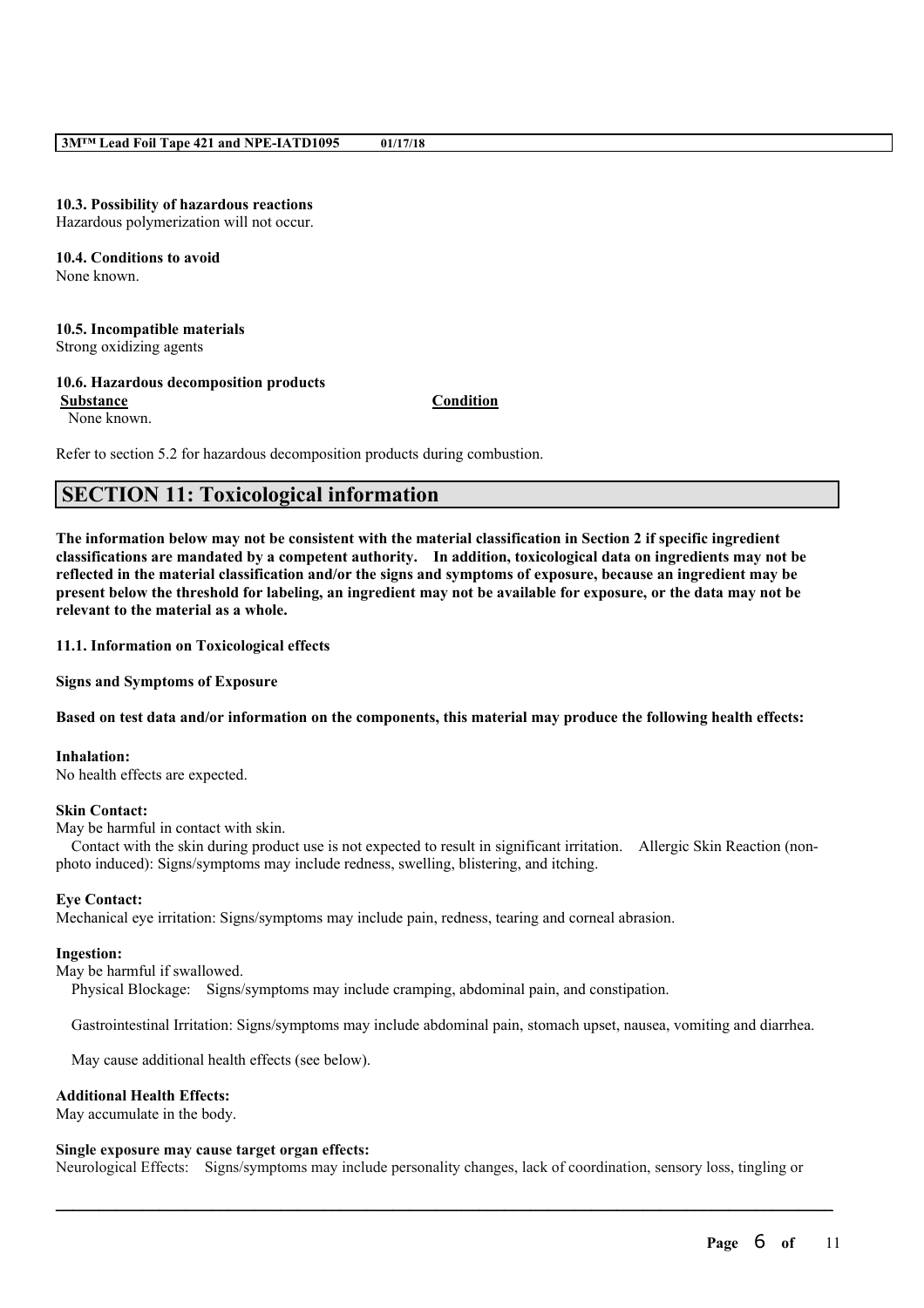**10.3. Possibility of hazardous reactions**
Hazardous polymerization will not occur.

**10.4. Conditions to avoid**
None known.

**10.5. Incompatible materials**
Strong oxidizing agents

**10.6. Hazardous decomposition products**

| Substance | Condition |
|---|---|
| None known. | |

Refer to section 5.2 for hazardous decomposition products during combustion.

## SECTION 11: Toxicological information

**The information below may not be consistent with the material classification in Section 2 if specific ingredient classifications are mandated by a competent authority. In addition, toxicological data on ingredients may not be reflected in the material classification and/or the signs and symptoms of exposure, because an ingredient may be present below the threshold for labeling, an ingredient may not be available for exposure, or the data may not be relevant to the material as a whole.**

**11.1. Information on Toxicological effects**

**Signs and Symptoms of Exposure**

**Based on test data and/or information on the components, this material may produce the following health effects:**

**Inhalation:**
No health effects are expected.

**Skin Contact:**
May be harmful in contact with skin.
Contact with the skin during product use is not expected to result in significant irritation. Allergic Skin Reaction (non-photo induced): Signs/symptoms may include redness, swelling, blistering, and itching.

**Eye Contact:**
Mechanical eye irritation: Signs/symptoms may include pain, redness, tearing and corneal abrasion.

**Ingestion:**
May be harmful if swallowed.
Physical Blockage: Signs/symptoms may include cramping, abdominal pain, and constipation.

Gastrointestinal Irritation: Signs/symptoms may include abdominal pain, stomach upset, nausea, vomiting and diarrhea.

May cause additional health effects (see below).

**Additional Health Effects:**
May accumulate in the body.

**Single exposure may cause target organ effects:**
Neurological Effects: Signs/symptoms may include personality changes, lack of coordination, sensory loss, tingling or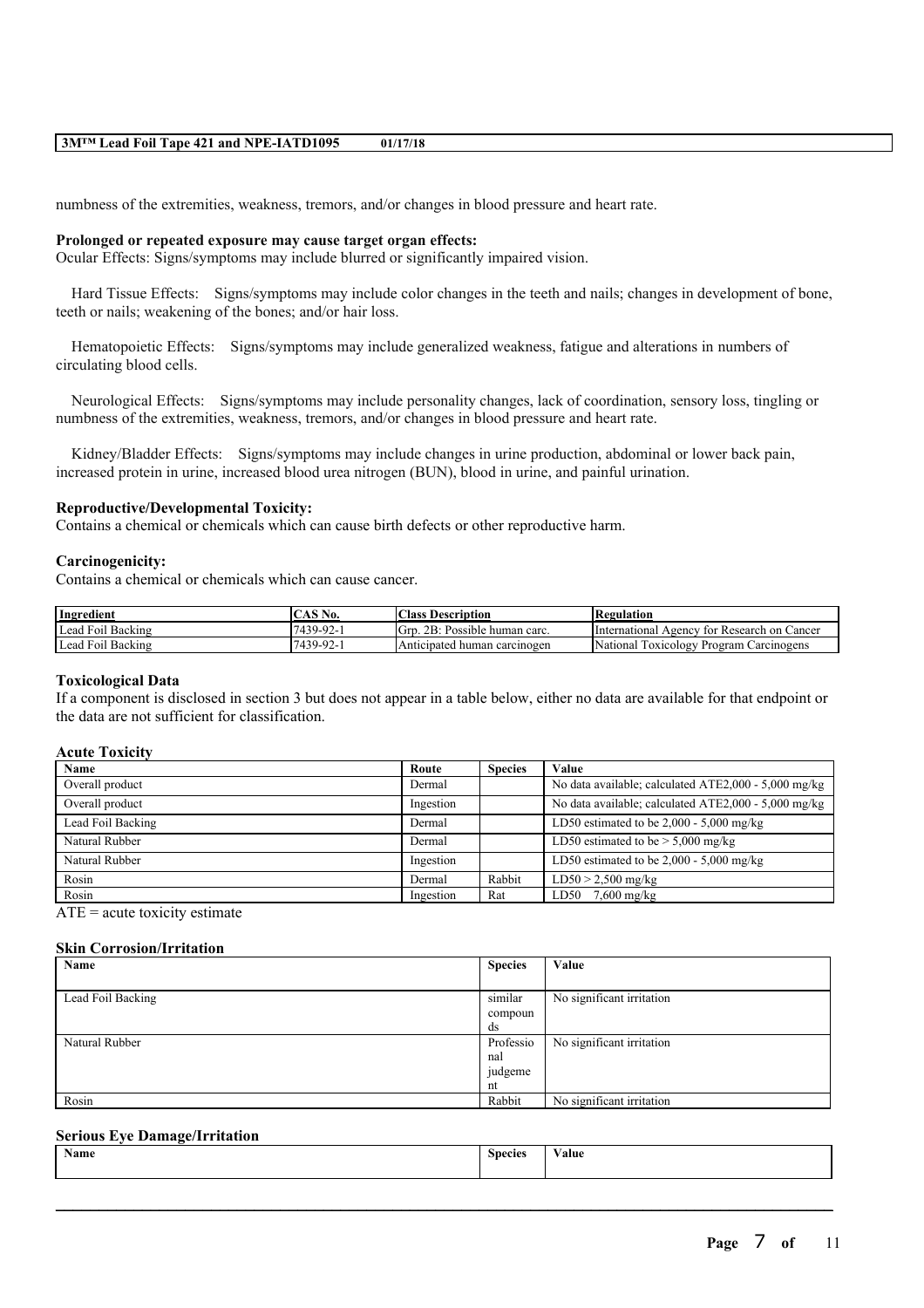numbness of the extremities, weakness, tremors, and/or changes in blood pressure and heart rate.

**Prolonged or repeated exposure may cause target organ effects:**
Ocular Effects: Signs/symptoms may include blurred or significantly impaired vision.

Hard Tissue Effects: Signs/symptoms may include color changes in the teeth and nails; changes in development of bone, teeth or nails; weakening of the bones; and/or hair loss.

Hematopoietic Effects: Signs/symptoms may include generalized weakness, fatigue and alterations in numbers of circulating blood cells.

Neurological Effects: Signs/symptoms may include personality changes, lack of coordination, sensory loss, tingling or numbness of the extremities, weakness, tremors, and/or changes in blood pressure and heart rate.

Kidney/Bladder Effects: Signs/symptoms may include changes in urine production, abdominal or lower back pain, increased protein in urine, increased blood urea nitrogen (BUN), blood in urine, and painful urination.

**Reproductive/Developmental Toxicity:**
Contains a chemical or chemicals which can cause birth defects or other reproductive harm.

**Carcinogenicity:**
Contains a chemical or chemicals which can cause cancer.

| Ingredient | CAS No. | Class Description | Regulation |
|---|---|---|---|
| Lead Foil Backing | 7439-92-1 | Grp. 2B: Possible human carc. | International Agency for Research on Cancer |
| Lead Foil Backing | 7439-92-1 | Anticipated human carcinogen | National Toxicology Program Carcinogens |

**Toxicological Data**
If a component is disclosed in section 3 but does not appear in a table below, either no data are available for that endpoint or the data are not sufficient for classification.

**Acute Toxicity**

| Name | Route | Species | Value |
|---|---|---|---|
| Overall product | Dermal | | No data available; calculated ATE2,000 - 5,000 mg/kg |
| Overall product | Ingestion | | No data available; calculated ATE2,000 - 5,000 mg/kg |
| Lead Foil Backing | Dermal | | LD50 estimated to be 2,000 - 5,000 mg/kg |
| Natural Rubber | Dermal | | LD50 estimated to be > 5,000 mg/kg |
| Natural Rubber | Ingestion | | LD50 estimated to be 2,000 - 5,000 mg/kg |
| Rosin | Dermal | Rabbit | LD50 > 2,500 mg/kg |
| Rosin | Ingestion | Rat | LD50 7,600 mg/kg |

ATE = acute toxicity estimate

**Skin Corrosion/Irritation**

| Name | Species | Value |
|---|---|---|
| Lead Foil Backing | similar compounds | No significant irritation |
| Natural Rubber | Professional judgement | No significant irritation |
| Rosin | Rabbit | No significant irritation |

**Serious Eye Damage/Irritation**

| Name | Species | Value |
|---|---|---|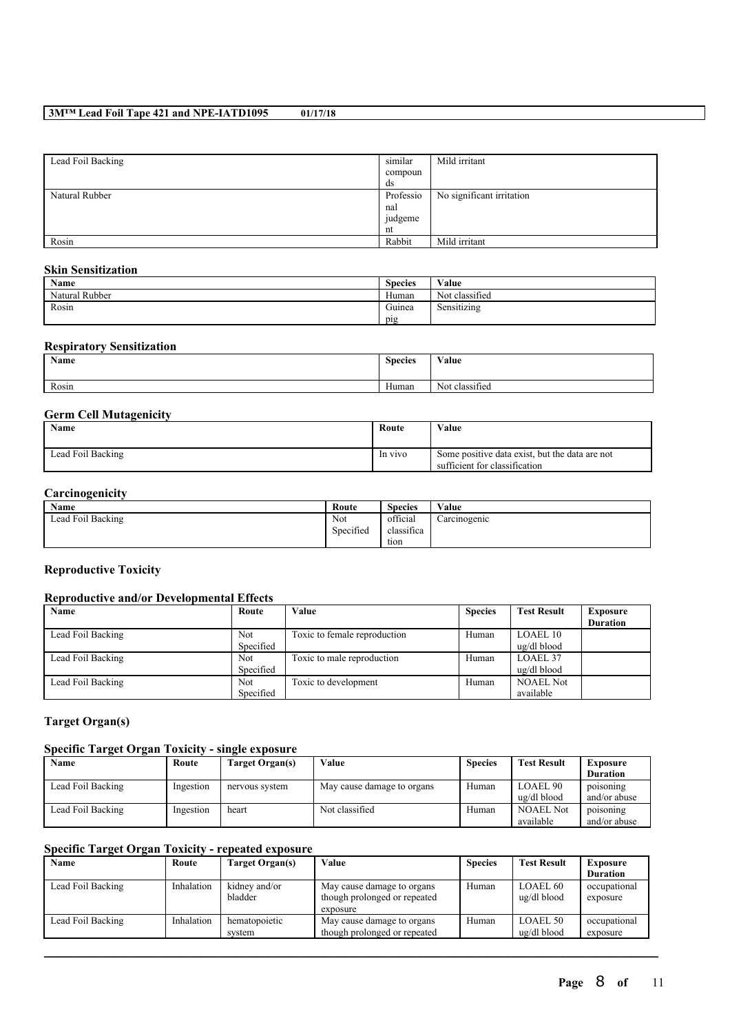| Lead Foil Backing | similar compounds | Mild irritant |
|---|---|---|
| Natural Rubber | Professional judgement | No significant irritation |
| Rosin | Rabbit | Mild irritant |

### Skin Sensitization

| Name | Species | Value |
|---|---|---|
| Natural Rubber | Human | Not classified |
| Rosin | Guinea pig | Sensitizing |

### Respiratory Sensitization

| Name | Species | Value |
|---|---|---|
| Rosin | Human | Not classified |

### Germ Cell Mutagenicity

| Name | Route | Value |
|---|---|---|
| Lead Foil Backing | In vivo | Some positive data exist, but the data are not sufficient for classification |

### Carcinogenicity

| Name | Route | Species | Value |
|---|---|---|---|
| Lead Foil Backing | Not Specified | official classification | Carcinogenic |

### Reproductive Toxicity

### Reproductive and/or Developmental Effects

| Name | Route | Value | Species | Test Result | Exposure Duration |
|---|---|---|---|---|---|
| Lead Foil Backing | Not Specified | Toxic to female reproduction | Human | LOAEL 10 ug/dl blood | |
| Lead Foil Backing | Not Specified | Toxic to male reproduction | Human | LOAEL 37 ug/dl blood | |
| Lead Foil Backing | Not Specified | Toxic to development | Human | NOAEL Not available | |

### Target Organ(s)

### Specific Target Organ Toxicity - single exposure

| Name | Route | Target Organ(s) | Value | Species | Test Result | Exposure Duration |
|---|---|---|---|---|---|---|
| Lead Foil Backing | Ingestion | nervous system | May cause damage to organs | Human | LOAEL 90 ug/dl blood | poisoning and/or abuse |
| Lead Foil Backing | Ingestion | heart | Not classified | Human | NOAEL Not available | poisoning and/or abuse |

### Specific Target Organ Toxicity - repeated exposure

| Name | Route | Target Organ(s) | Value | Species | Test Result | Exposure Duration |
|---|---|---|---|---|---|---|
| Lead Foil Backing | Inhalation | kidney and/or bladder | May cause damage to organs though prolonged or repeated exposure | Human | LOAEL 60 ug/dl blood | occupational exposure |
| Lead Foil Backing | Inhalation | hematopoietic system | May cause damage to organs though prolonged or repeated | Human | LOAEL 50 ug/dl blood | occupational exposure |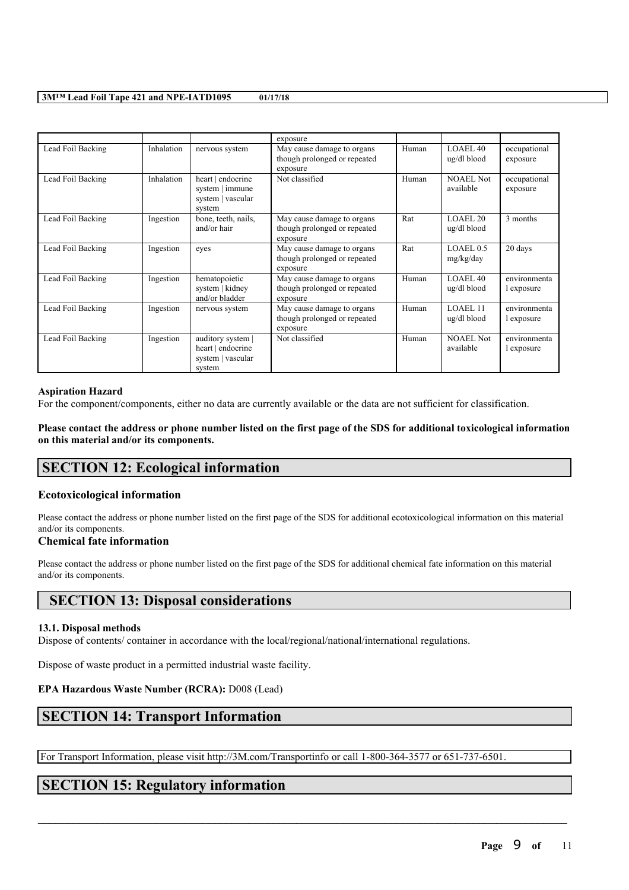|  |  |  | exposure |  |  |  |
| --- | --- | --- | --- | --- | --- | --- |
| Lead Foil Backing | Inhalation | nervous system | May cause damage to organs though prolonged or repeated exposure | Human | LOAEL 40 ug/dl blood | occupational exposure |
| Lead Foil Backing | Inhalation | heart \| endocrine system \| immune system \| vascular system | Not classified | Human | NOAEL Not available | occupational exposure |
| Lead Foil Backing | Ingestion | bone, teeth, nails, and/or hair | May cause damage to organs though prolonged or repeated exposure | Rat | LOAEL 20 ug/dl blood | 3 months |
| Lead Foil Backing | Ingestion | eyes | May cause damage to organs though prolonged or repeated exposure | Rat | LOAEL 0.5 mg/kg/day | 20 days |
| Lead Foil Backing | Ingestion | hematopoietic system \| kidney and/or bladder | May cause damage to organs though prolonged or repeated exposure | Human | LOAEL 40 ug/dl blood | environmental exposure |
| Lead Foil Backing | Ingestion | nervous system | May cause damage to organs though prolonged or repeated exposure | Human | LOAEL 11 ug/dl blood | environmental exposure |
| Lead Foil Backing | Ingestion | auditory system \| heart \| endocrine system \| vascular system | Not classified | Human | NOAEL Not available | environmental exposure |

**Aspiration Hazard**

For the component/components, either no data are currently available or the data are not sufficient for classification.

**Please contact the address or phone number listed on the first page of the SDS for additional toxicological information on this material and/or its components.**

## SECTION 12: Ecological information

### Ecotoxicological information

Please contact the address or phone number listed on the first page of the SDS for additional ecotoxicological information on this material and/or its components.

### Chemical fate information

Please contact the address or phone number listed on the first page of the SDS for additional chemical fate information on this material and/or its components.

## SECTION 13: Disposal considerations

**13.1. Disposal methods**

Dispose of contents/ container in accordance with the local/regional/national/international regulations.

Dispose of waste product in a permitted industrial waste facility.

**EPA Hazardous Waste Number (RCRA):** D008 (Lead)

## SECTION 14: Transport Information

For Transport Information, please visit http://3M.com/Transportinfo or call 1-800-364-3577 or 651-737-6501.

## SECTION 15: Regulatory information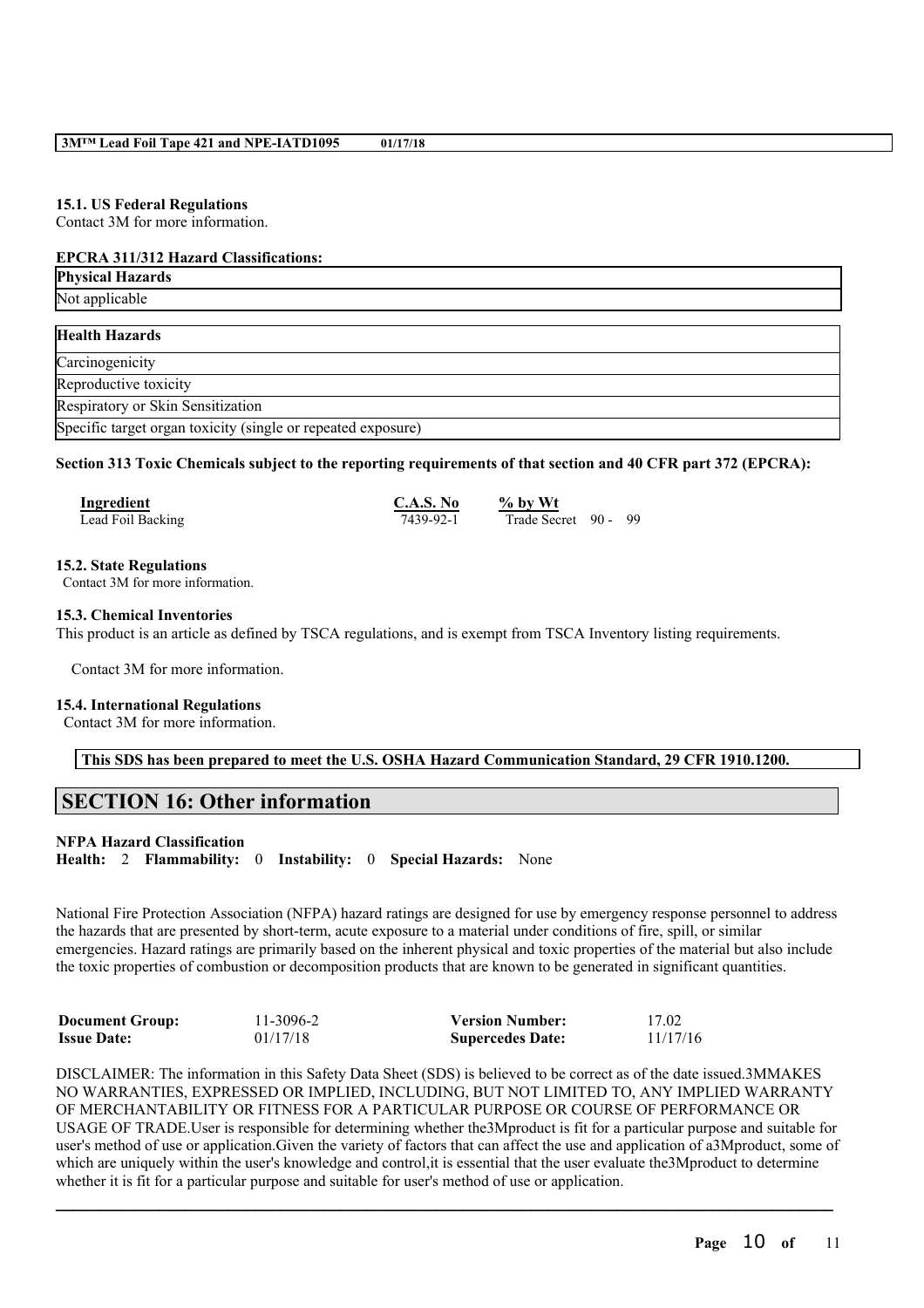### 15.1. US Federal Regulations

Contact 3M for more information.

**EPCRA 311/312 Hazard Classifications:**

| Physical Hazards |
| --- |
| Not applicable |

| Health Hazards |
| --- |
| Carcinogenicity |
| Reproductive toxicity |
| Respiratory or Skin Sensitization |
| Specific target organ toxicity (single or repeated exposure) |

**Section 313 Toxic Chemicals subject to the reporting requirements of that section and 40 CFR part 372 (EPCRA):**

| Ingredient | C.A.S. No | % by Wt |
| --- | --- | --- |
| Lead Foil Backing | 7439-92-1 | Trade Secret 90 - 99 |

### 15.2. State Regulations

Contact 3M for more information.

### 15.3. Chemical Inventories

This product is an article as defined by TSCA regulations, and is exempt from TSCA Inventory listing requirements.

Contact 3M for more information.

### 15.4. International Regulations

Contact 3M for more information.

**This SDS has been prepared to meet the U.S. OSHA Hazard Communication Standard, 29 CFR 1910.1200.**

## SECTION 16: Other information

**NFPA Hazard Classification**

**Health:** 2 **Flammability:** 0 **Instability:** 0 **Special Hazards:** None

National Fire Protection Association (NFPA) hazard ratings are designed for use by emergency response personnel to address the hazards that are presented by short-term, acute exposure to a material under conditions of fire, spill, or similar emergencies. Hazard ratings are primarily based on the inherent physical and toxic properties of the material but also include the toxic properties of combustion or decomposition products that are known to be generated in significant quantities.

| | | | |
| --- | --- | --- | --- |
| **Document Group:** | 11-3096-2 | **Version Number:** | 17.02 |
| **Issue Date:** | 01/17/18 | **Supercedes Date:** | 11/17/16 |

DISCLAIMER: The information in this Safety Data Sheet (SDS) is believed to be correct as of the date issued.3MMAKES NO WARRANTIES, EXPRESSED OR IMPLIED, INCLUDING, BUT NOT LIMITED TO, ANY IMPLIED WARRANTY OF MERCHANTABILITY OR FITNESS FOR A PARTICULAR PURPOSE OR COURSE OF PERFORMANCE OR USAGE OF TRADE.User is responsible for determining whether the3Mproduct is fit for a particular purpose and suitable for user's method of use or application.Given the variety of factors that can affect the use and application of a3Mproduct, some of which are uniquely within the user's knowledge and control,it is essential that the user evaluate the3Mproduct to determine whether it is fit for a particular purpose and suitable for user's method of use or application.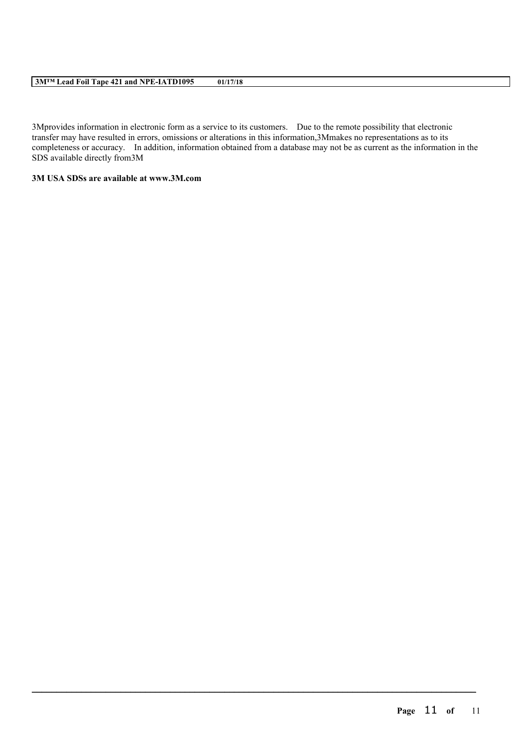3Mprovides information in electronic form as a service to its customers. Due to the remote possibility that electronic transfer may have resulted in errors, omissions or alterations in this information,3Mmakes no representations as to its completeness or accuracy. In addition, information obtained from a database may not be as current as the information in the SDS available directly from3M

**3M USA SDSs are available at www.3M.com**